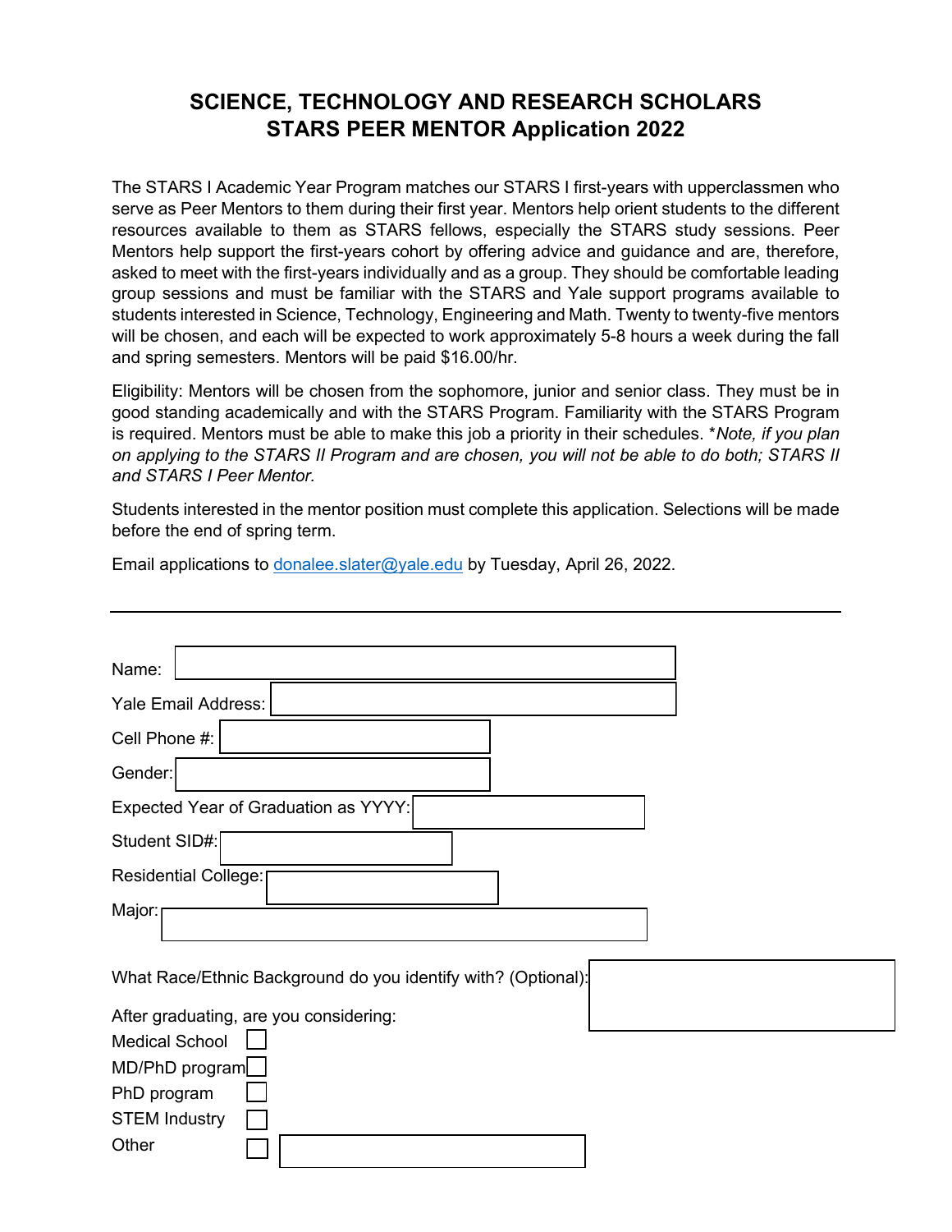# SCIENCE, TECHNOLOGY AND RESEARCH SCHOLARS
# STARS PEER MENTOR Application 2022

The STARS I Academic Year Program matches our STARS I first-years with upperclassmen who serve as Peer Mentors to them during their first year. Mentors help orient students to the different resources available to them as STARS fellows, especially the STARS study sessions. Peer Mentors help support the first-years cohort by offering advice and guidance and are, therefore, asked to meet with the first-years individually and as a group. They should be comfortable leading group sessions and must be familiar with the STARS and Yale support programs available to students interested in Science, Technology, Engineering and Math. Twenty to twenty-five mentors will be chosen, and each will be expected to work approximately 5-8 hours a week during the fall and spring semesters. Mentors will be paid $16.00/hr.

Eligibility: Mentors will be chosen from the sophomore, junior and senior class. They must be in good standing academically and with the STARS Program. Familiarity with the STARS Program is required. Mentors must be able to make this job a priority in their schedules. **Note, if you plan on applying to the STARS II Program and are chosen, you will not be able to do both; STARS II and STARS I Peer Mentor.*

Students interested in the mentor position must complete this application. Selections will be made before the end of spring term.

Email applications to [donalee.slater@yale.edu](mailto:donalee.slater@yale.edu) by Tuesday, April 26, 2022.

---

Name: 

Yale Email Address: 

Cell Phone #: 

Gender: 

Expected Year of Graduation as YYYY: 

Student SID#: 

Residential College: 

Major: 

What Race/Ethnic Background do you identify with? (Optional): 

After graduating, are you considering:

- [ ] Medical School
- [ ] MD/PhD program
- [ ] PhD program
- [ ] STEM Industry
- [ ] Other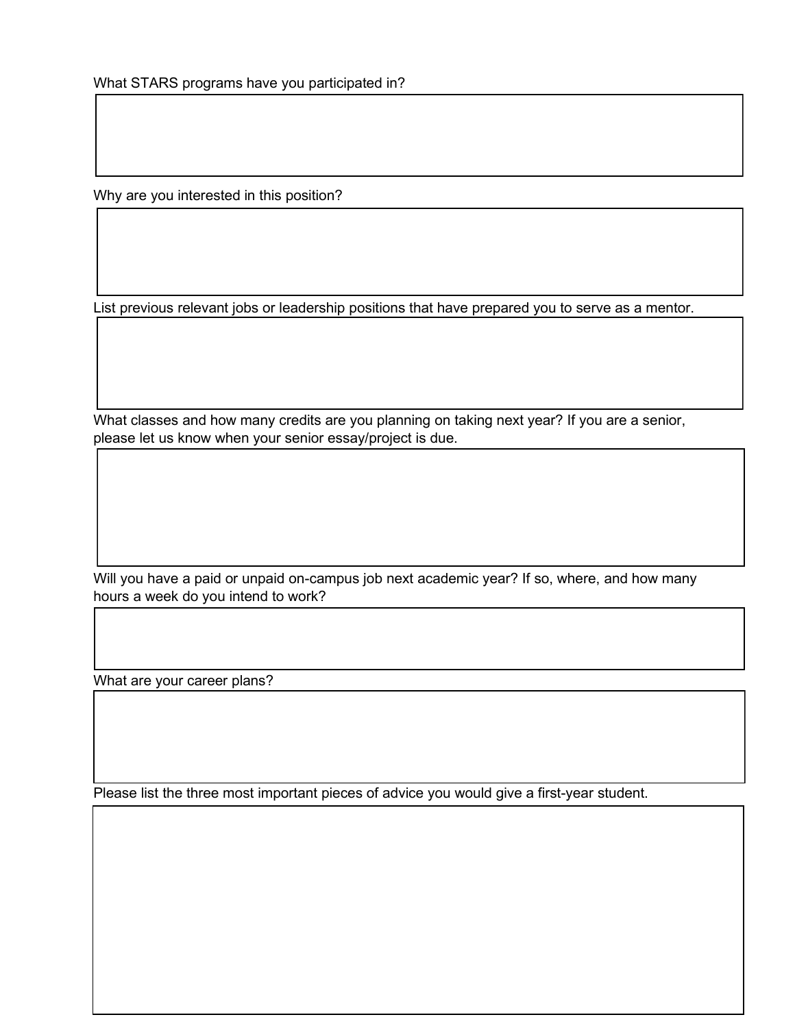What STARS programs have you participated in?

Why are you interested in this position?

List previous relevant jobs or leadership positions that have prepared you to serve as a mentor.

What classes and how many credits are you planning on taking next year? If you are a senior, please let us know when your senior essay/project is due.

Will you have a paid or unpaid on-campus job next academic year? If so, where, and how many hours a week do you intend to work?

What are your career plans?

Please list the three most important pieces of advice you would give a first-year student.